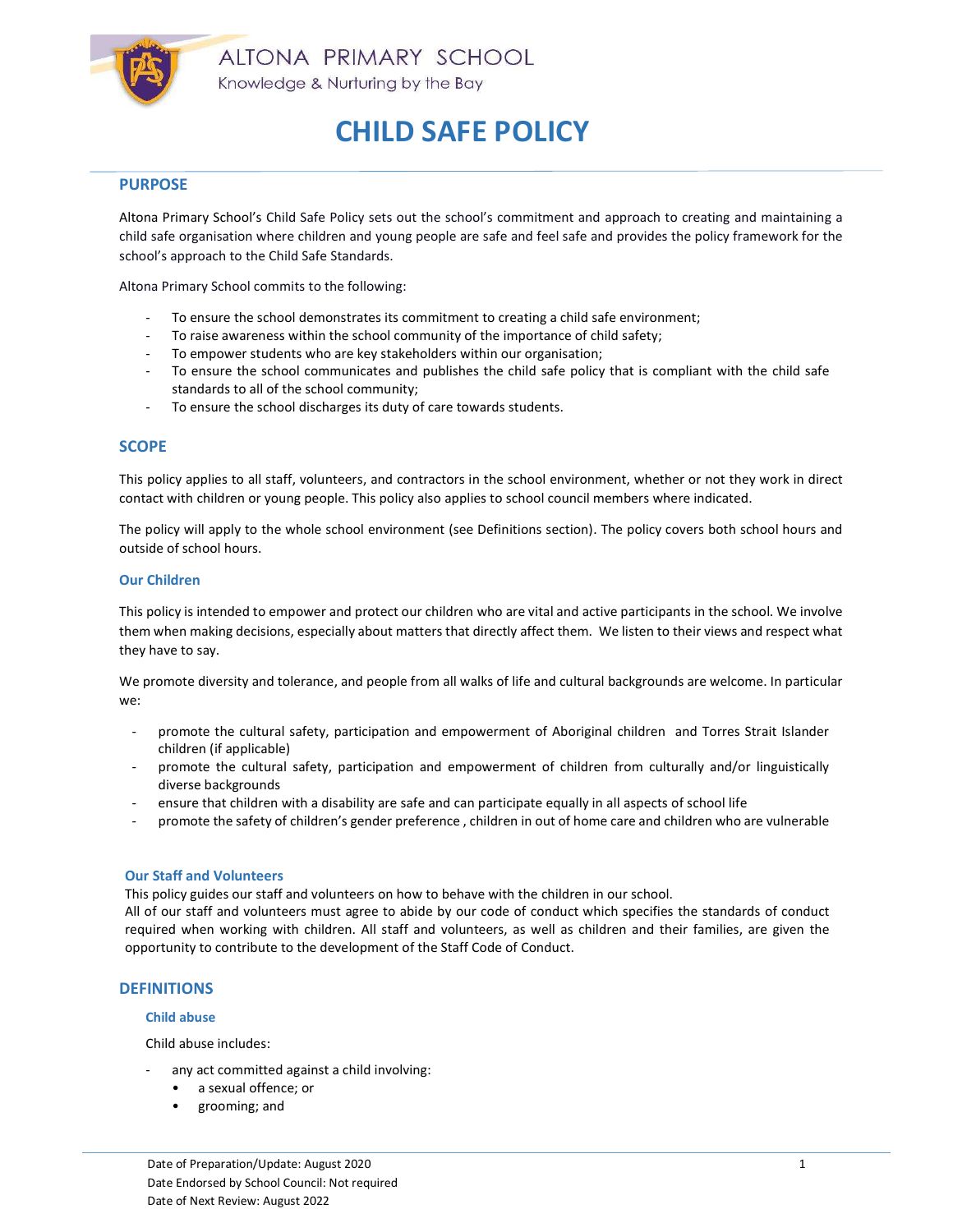ALTONA PRIMARY SCHOOL

Knowledge & Nurturing by the Bay

# CHILD SAFE POLICY

## PURPOSE

Altona Primary School's Child Safe Policy sets out the school's commitment and approach to creating and maintaining a child safe organisation where children and young people are safe and feel safe and provides the policy framework for the school's approach to the Child Safe Standards.

Altona Primary School commits to the following:

- To ensure the school demonstrates its commitment to creating a child safe environment;
- To raise awareness within the school community of the importance of child safety;
- To empower students who are key stakeholders within our organisation;
- To ensure the school communicates and publishes the child safe policy that is compliant with the child safe standards to all of the school community;
- To ensure the school discharges its duty of care towards students.

## SCOPE

This policy applies to all staff, volunteers, and contractors in the school environment, whether or not they work in direct contact with children or young people. This policy also applies to school council members where indicated.

The policy will apply to the whole school environment (see Definitions section). The policy covers both school hours and outside of school hours.

### Our Children

This policy is intended to empower and protect our children who are vital and active participants in the school. We involve them when making decisions, especially about matters that directly affect them. We listen to their views and respect what they have to say.

We promote diversity and tolerance, and people from all walks of life and cultural backgrounds are welcome. In particular we:

- promote the cultural safety, participation and empowerment of Aboriginal children and Torres Strait Islander children (if applicable)
- promote the cultural safety, participation and empowerment of children from culturally and/or linguistically diverse backgrounds
- ensure that children with a disability are safe and can participate equally in all aspects of school life
- promote the safety of children's gender preference , children in out of home care and children who are vulnerable

### Our Staff and Volunteers

This policy guides our staff and volunteers on how to behave with the children in our school.

All of our staff and volunteers must agree to abide by our code of conduct which specifies the standards of conduct required when working with children. All staff and volunteers, as well as children and their families, are given the opportunity to contribute to the development of the Staff Code of Conduct.

## DEFINITIONS

### Child abuse

Child abuse includes:

- any act committed against a child involving:
  - a sexual offence; or
  - grooming; and

Date of Preparation/Update: August 2020
Date Endorsed by School Council: Not required
Date of Next Review: August 2022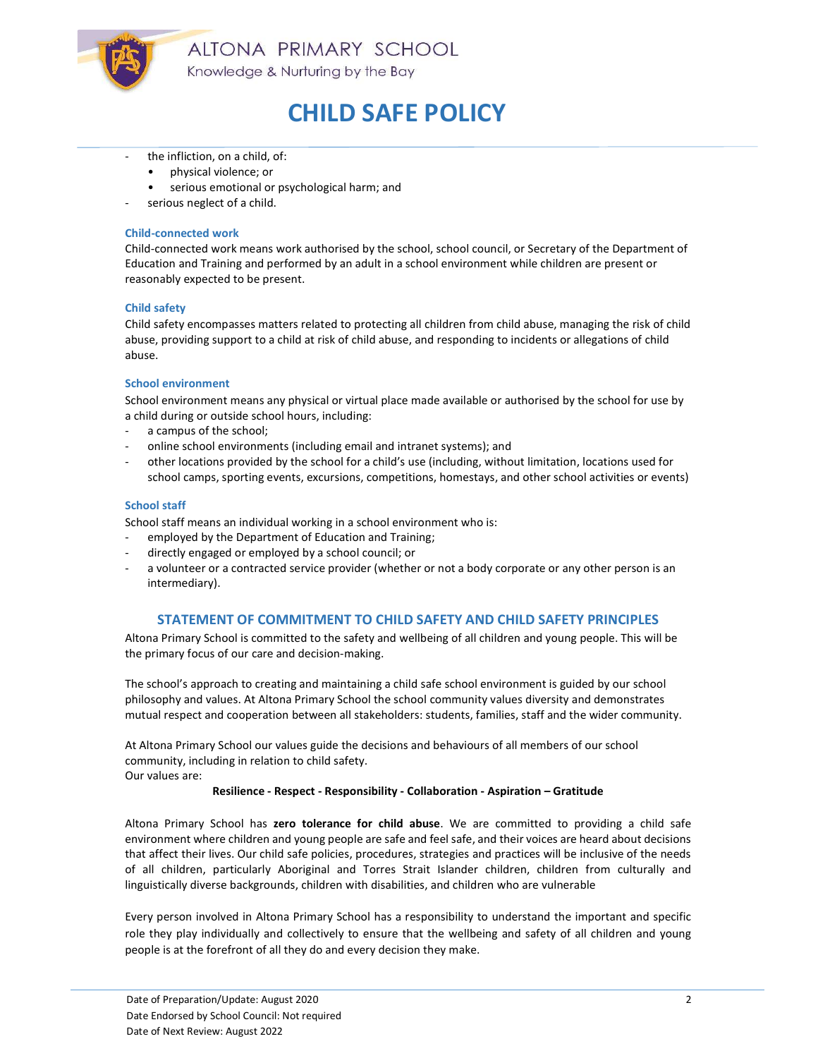- the infliction, on a child, of:
  - physical violence; or
  - serious emotional or psychological harm; and
- serious neglect of a child.

### Child-connected work

Child-connected work means work authorised by the school, school council, or Secretary of the Department of Education and Training and performed by an adult in a school environment while children are present or reasonably expected to be present.

### Child safety

Child safety encompasses matters related to protecting all children from child abuse, managing the risk of child abuse, providing support to a child at risk of child abuse, and responding to incidents or allegations of child abuse.

### School environment

School environment means any physical or virtual place made available or authorised by the school for use by a child during or outside school hours, including:

- a campus of the school;
- online school environments (including email and intranet systems); and
- other locations provided by the school for a child's use (including, without limitation, locations used for school camps, sporting events, excursions, competitions, homestays, and other school activities or events)

### School staff

School staff means an individual working in a school environment who is:

- employed by the Department of Education and Training;
- directly engaged or employed by a school council; or
- a volunteer or a contracted service provider (whether or not a body corporate or any other person is an intermediary).

## STATEMENT OF COMMITMENT TO CHILD SAFETY AND CHILD SAFETY PRINCIPLES

Altona Primary School is committed to the safety and wellbeing of all children and young people. This will be the primary focus of our care and decision-making.

The school's approach to creating and maintaining a child safe school environment is guided by our school philosophy and values. At Altona Primary School the school community values diversity and demonstrates mutual respect and cooperation between all stakeholders: students, families, staff and the wider community.

At Altona Primary School our values guide the decisions and behaviours of all members of our school community, including in relation to child safety.
Our values are:

**Resilience - Respect - Responsibility - Collaboration - Aspiration – Gratitude**

Altona Primary School has **zero tolerance for child abuse**. We are committed to providing a child safe environment where children and young people are safe and feel safe, and their voices are heard about decisions that affect their lives. Our child safe policies, procedures, strategies and practices will be inclusive of the needs of all children, particularly Aboriginal and Torres Strait Islander children, children from culturally and linguistically diverse backgrounds, children with disabilities, and children who are vulnerable

Every person involved in Altona Primary School has a responsibility to understand the important and specific role they play individually and collectively to ensure that the wellbeing and safety of all children and young people is at the forefront of all they do and every decision they make.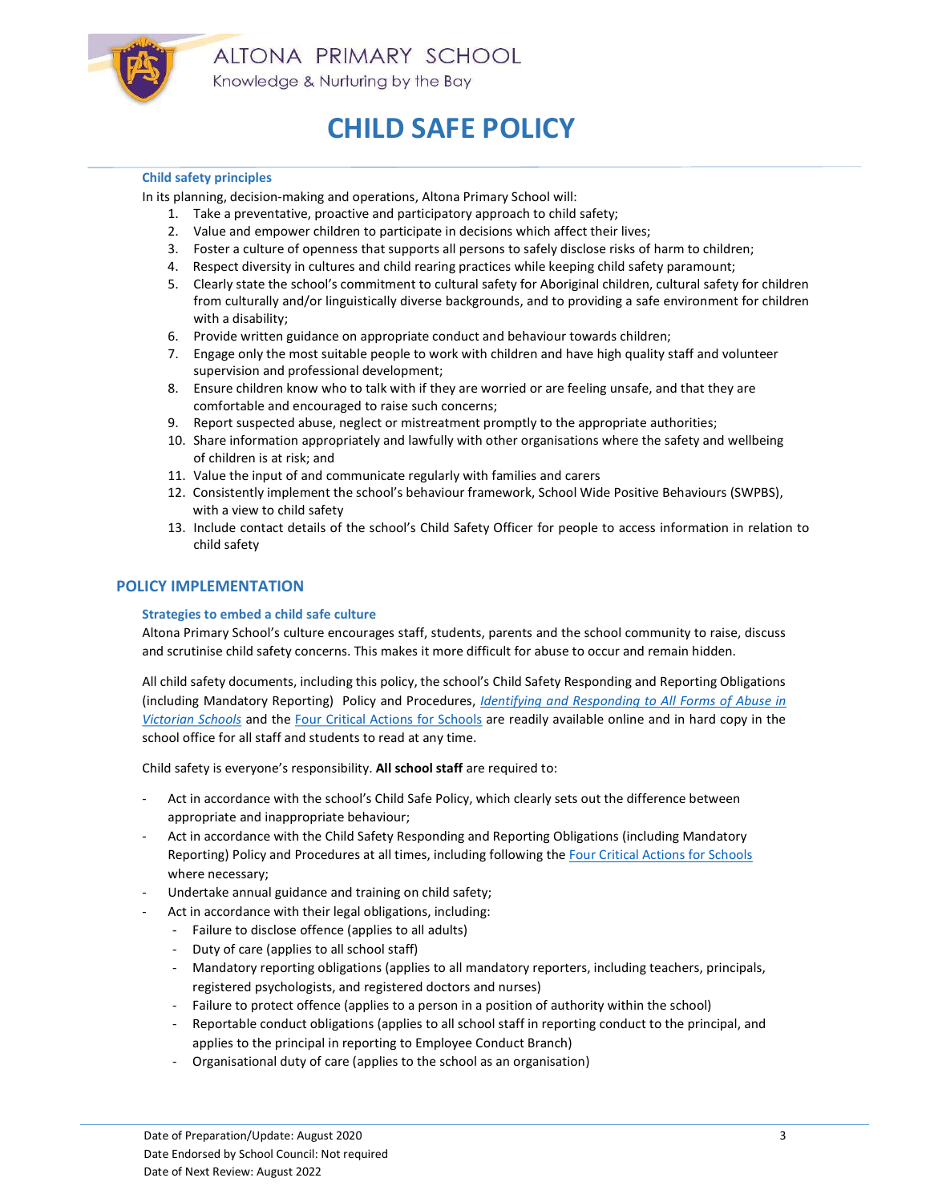### Child safety principles

In its planning, decision-making and operations, Altona Primary School will:

1. Take a preventative, proactive and participatory approach to child safety;
2. Value and empower children to participate in decisions which affect their lives;
3. Foster a culture of openness that supports all persons to safely disclose risks of harm to children;
4. Respect diversity in cultures and child rearing practices while keeping child safety paramount;
5. Clearly state the school's commitment to cultural safety for Aboriginal children, cultural safety for children from culturally and/or linguistically diverse backgrounds, and to providing a safe environment for children with a disability;
6. Provide written guidance on appropriate conduct and behaviour towards children;
7. Engage only the most suitable people to work with children and have high quality staff and volunteer supervision and professional development;
8. Ensure children know who to talk with if they are worried or are feeling unsafe, and that they are comfortable and encouraged to raise such concerns;
9. Report suspected abuse, neglect or mistreatment promptly to the appropriate authorities;
10. Share information appropriately and lawfully with other organisations where the safety and wellbeing of children is at risk; and
11. Value the input of and communicate regularly with families and carers
12. Consistently implement the school's behaviour framework, School Wide Positive Behaviours (SWPBS), with a view to child safety
13. Include contact details of the school's Child Safety Officer for people to access information in relation to child safety

## POLICY IMPLEMENTATION

### Strategies to embed a child safe culture

Altona Primary School's culture encourages staff, students, parents and the school community to raise, discuss and scrutinise child safety concerns. This makes it more difficult for abuse to occur and remain hidden.

All child safety documents, including this policy, the school's Child Safety Responding and Reporting Obligations (including Mandatory Reporting) Policy and Procedures, *Identifying and Responding to All Forms of Abuse in Victorian Schools* and the Four Critical Actions for Schools are readily available online and in hard copy in the school office for all staff and students to read at any time.

Child safety is everyone's responsibility. **All school staff** are required to:

- Act in accordance with the school's Child Safe Policy, which clearly sets out the difference between appropriate and inappropriate behaviour;
- Act in accordance with the Child Safety Responding and Reporting Obligations (including Mandatory Reporting) Policy and Procedures at all times, including following the Four Critical Actions for Schools where necessary;
- Undertake annual guidance and training on child safety;
- Act in accordance with their legal obligations, including:
  - Failure to disclose offence (applies to all adults)
  - Duty of care (applies to all school staff)
  - Mandatory reporting obligations (applies to all mandatory reporters, including teachers, principals, registered psychologists, and registered doctors and nurses)
  - Failure to protect offence (applies to a person in a position of authority within the school)
  - Reportable conduct obligations (applies to all school staff in reporting conduct to the principal, and applies to the principal in reporting to Employee Conduct Branch)
  - Organisational duty of care (applies to the school as an organisation)

Date of Preparation/Update: August 2020
Date Endorsed by School Council: Not required
Date of Next Review: August 2022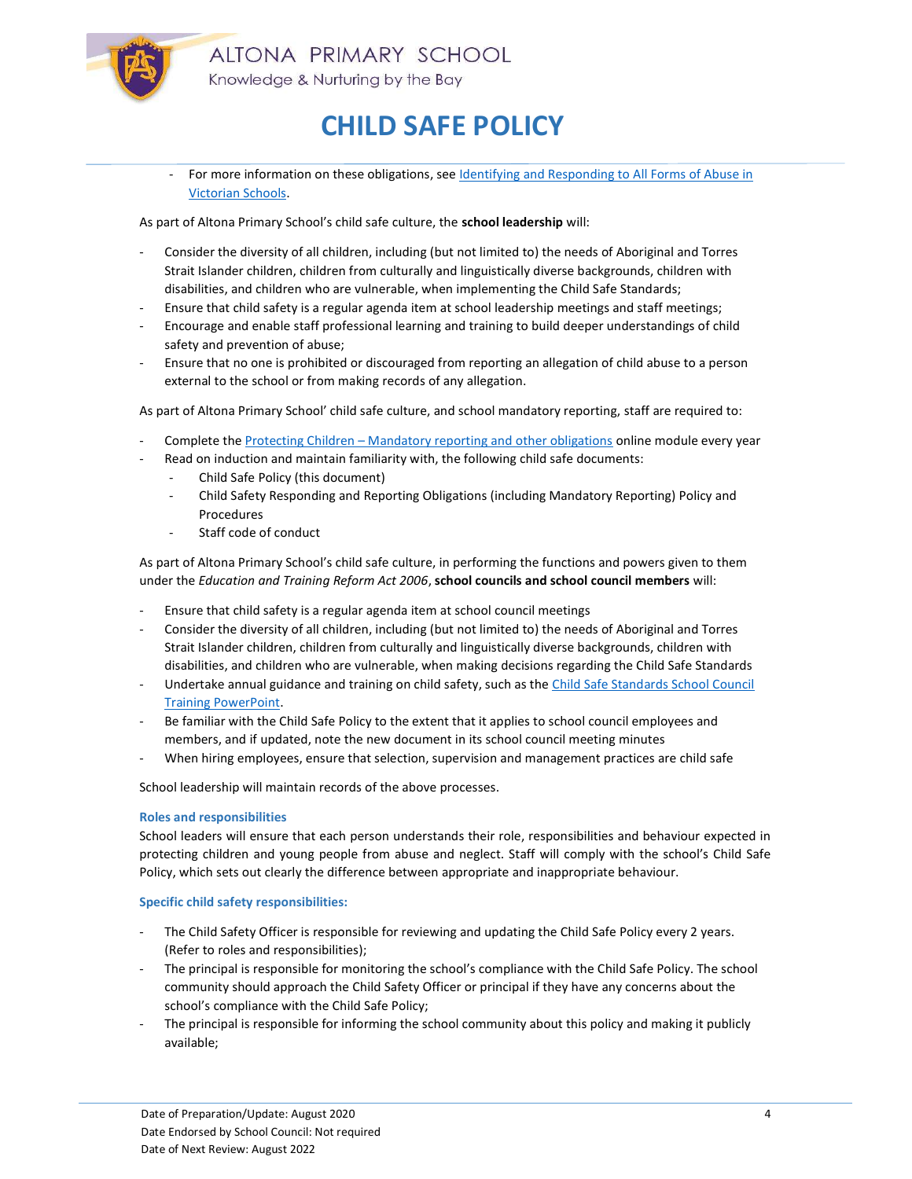- For more information on these obligations, see [Identifying and Responding to All Forms of Abuse in Victorian Schools](Identifying and Responding to All Forms of Abuse in Victorian Schools).

As part of Altona Primary School's child safe culture, the **school leadership** will:

- Consider the diversity of all children, including (but not limited to) the needs of Aboriginal and Torres Strait Islander children, children from culturally and linguistically diverse backgrounds, children with disabilities, and children who are vulnerable, when implementing the Child Safe Standards;
- Ensure that child safety is a regular agenda item at school leadership meetings and staff meetings;
- Encourage and enable staff professional learning and training to build deeper understandings of child safety and prevention of abuse;
- Ensure that no one is prohibited or discouraged from reporting an allegation of child abuse to a person external to the school or from making records of any allegation.

As part of Altona Primary School' child safe culture, and school mandatory reporting, staff are required to:

- Complete the Protecting Children – Mandatory reporting and other obligations online module every year
- Read on induction and maintain familiarity with, the following child safe documents:
  - Child Safe Policy (this document)
  - Child Safety Responding and Reporting Obligations (including Mandatory Reporting) Policy and Procedures
  - Staff code of conduct

As part of Altona Primary School's child safe culture, in performing the functions and powers given to them under the *Education and Training Reform Act 2006*, **school councils and school council members** will:

- Ensure that child safety is a regular agenda item at school council meetings
- Consider the diversity of all children, including (but not limited to) the needs of Aboriginal and Torres Strait Islander children, children from culturally and linguistically diverse backgrounds, children with disabilities, and children who are vulnerable, when making decisions regarding the Child Safe Standards
- Undertake annual guidance and training on child safety, such as the Child Safe Standards School Council Training PowerPoint.
- Be familiar with the Child Safe Policy to the extent that it applies to school council employees and members, and if updated, note the new document in its school council meeting minutes
- When hiring employees, ensure that selection, supervision and management practices are child safe

School leadership will maintain records of the above processes.

### Roles and responsibilities

School leaders will ensure that each person understands their role, responsibilities and behaviour expected in protecting children and young people from abuse and neglect. Staff will comply with the school's Child Safe Policy, which sets out clearly the difference between appropriate and inappropriate behaviour.

### Specific child safety responsibilities:

- The Child Safety Officer is responsible for reviewing and updating the Child Safe Policy every 2 years. (Refer to roles and responsibilities);
- The principal is responsible for monitoring the school's compliance with the Child Safe Policy. The school community should approach the Child Safety Officer or principal if they have any concerns about the school's compliance with the Child Safe Policy;
- The principal is responsible for informing the school community about this policy and making it publicly available;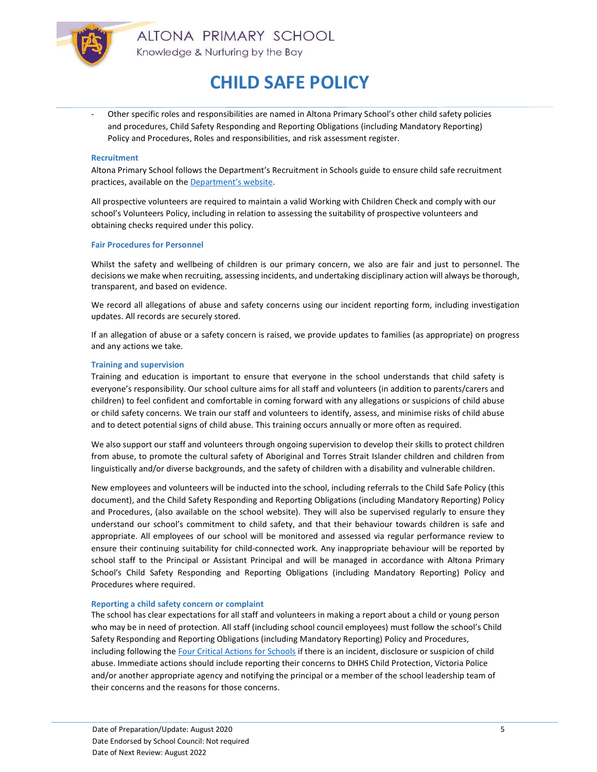- Other specific roles and responsibilities are named in Altona Primary School's other child safety policies and procedures, Child Safety Responding and Reporting Obligations (including Mandatory Reporting) Policy and Procedures, Roles and responsibilities, and risk assessment register.

### Recruitment

Altona Primary School follows the Department's Recruitment in Schools guide to ensure child safe recruitment practices, available on the [Department's website](Department's website).

All prospective volunteers are required to maintain a valid Working with Children Check and comply with our school's Volunteers Policy, including in relation to assessing the suitability of prospective volunteers and obtaining checks required under this policy.

### Fair Procedures for Personnel

Whilst the safety and wellbeing of children is our primary concern, we also are fair and just to personnel. The decisions we make when recruiting, assessing incidents, and undertaking disciplinary action will always be thorough, transparent, and based on evidence.

We record all allegations of abuse and safety concerns using our incident reporting form, including investigation updates. All records are securely stored.

If an allegation of abuse or a safety concern is raised, we provide updates to families (as appropriate) on progress and any actions we take.

### Training and supervision

Training and education is important to ensure that everyone in the school understands that child safety is everyone's responsibility. Our school culture aims for all staff and volunteers (in addition to parents/carers and children) to feel confident and comfortable in coming forward with any allegations or suspicions of child abuse or child safety concerns. We train our staff and volunteers to identify, assess, and minimise risks of child abuse and to detect potential signs of child abuse. This training occurs annually or more often as required.

We also support our staff and volunteers through ongoing supervision to develop their skills to protect children from abuse, to promote the cultural safety of Aboriginal and Torres Strait Islander children and children from linguistically and/or diverse backgrounds, and the safety of children with a disability and vulnerable children.

New employees and volunteers will be inducted into the school, including referrals to the Child Safe Policy (this document), and the Child Safety Responding and Reporting Obligations (including Mandatory Reporting) Policy and Procedures, (also available on the school website). They will also be supervised regularly to ensure they understand our school's commitment to child safety, and that their behaviour towards children is safe and appropriate. All employees of our school will be monitored and assessed via regular performance review to ensure their continuing suitability for child-connected work. Any inappropriate behaviour will be reported by school staff to the Principal or Assistant Principal and will be managed in accordance with Altona Primary School's Child Safety Responding and Reporting Obligations (including Mandatory Reporting) Policy and Procedures where required.

### Reporting a child safety concern or complaint

The school has clear expectations for all staff and volunteers in making a report about a child or young person who may be in need of protection. All staff (including school council employees) must follow the school's Child Safety Responding and Reporting Obligations (including Mandatory Reporting) Policy and Procedures, including following the [Four Critical Actions for Schools](Four Critical Actions for Schools) if there is an incident, disclosure or suspicion of child abuse. Immediate actions should include reporting their concerns to DHHS Child Protection, Victoria Police and/or another appropriate agency and notifying the principal or a member of the school leadership team of their concerns and the reasons for those concerns.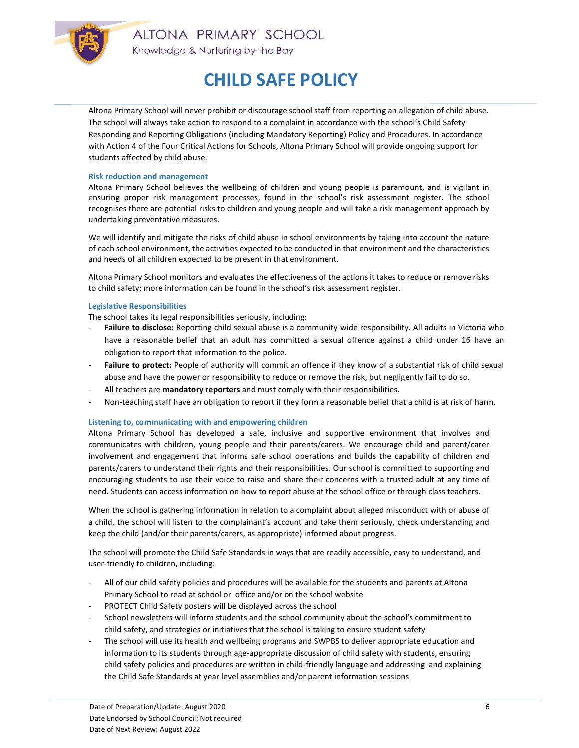Altona Primary School will never prohibit or discourage school staff from reporting an allegation of child abuse. The school will always take action to respond to a complaint in accordance with the school's Child Safety Responding and Reporting Obligations (including Mandatory Reporting) Policy and Procedures. In accordance with Action 4 of the Four Critical Actions for Schools, Altona Primary School will provide ongoing support for students affected by child abuse.

### Risk reduction and management

Altona Primary School believes the wellbeing of children and young people is paramount, and is vigilant in ensuring proper risk management processes, found in the school's risk assessment register. The school recognises there are potential risks to children and young people and will take a risk management approach by undertaking preventative measures.

We will identify and mitigate the risks of child abuse in school environments by taking into account the nature of each school environment, the activities expected to be conducted in that environment and the characteristics and needs of all children expected to be present in that environment.

Altona Primary School monitors and evaluates the effectiveness of the actions it takes to reduce or remove risks to child safety; more information can be found in the school's risk assessment register.

### Legislative Responsibilities

The school takes its legal responsibilities seriously, including:

- **Failure to disclose:** Reporting child sexual abuse is a community-wide responsibility. All adults in Victoria who have a reasonable belief that an adult has committed a sexual offence against a child under 16 have an obligation to report that information to the police.
- **Failure to protect:** People of authority will commit an offence if they know of a substantial risk of child sexual abuse and have the power or responsibility to reduce or remove the risk, but negligently fail to do so.
- All teachers are **mandatory reporters** and must comply with their responsibilities.
- Non-teaching staff have an obligation to report if they form a reasonable belief that a child is at risk of harm.

### Listening to, communicating with and empowering children

Altona Primary School has developed a safe, inclusive and supportive environment that involves and communicates with children, young people and their parents/carers. We encourage child and parent/carer involvement and engagement that informs safe school operations and builds the capability of children and parents/carers to understand their rights and their responsibilities. Our school is committed to supporting and encouraging students to use their voice to raise and share their concerns with a trusted adult at any time of need. Students can access information on how to report abuse at the school office or through class teachers.

When the school is gathering information in relation to a complaint about alleged misconduct with or abuse of a child, the school will listen to the complainant's account and take them seriously, check understanding and keep the child (and/or their parents/carers, as appropriate) informed about progress.

The school will promote the Child Safe Standards in ways that are readily accessible, easy to understand, and user-friendly to children, including:

- All of our child safety policies and procedures will be available for the students and parents at Altona Primary School to read at school or office and/or on the school website
- PROTECT Child Safety posters will be displayed across the school
- School newsletters will inform students and the school community about the school's commitment to child safety, and strategies or initiatives that the school is taking to ensure student safety
- The school will use its health and wellbeing programs and SWPBS to deliver appropriate education and information to its students through age-appropriate discussion of child safety with students, ensuring child safety policies and procedures are written in child-friendly language and addressing and explaining the Child Safe Standards at year level assemblies and/or parent information sessions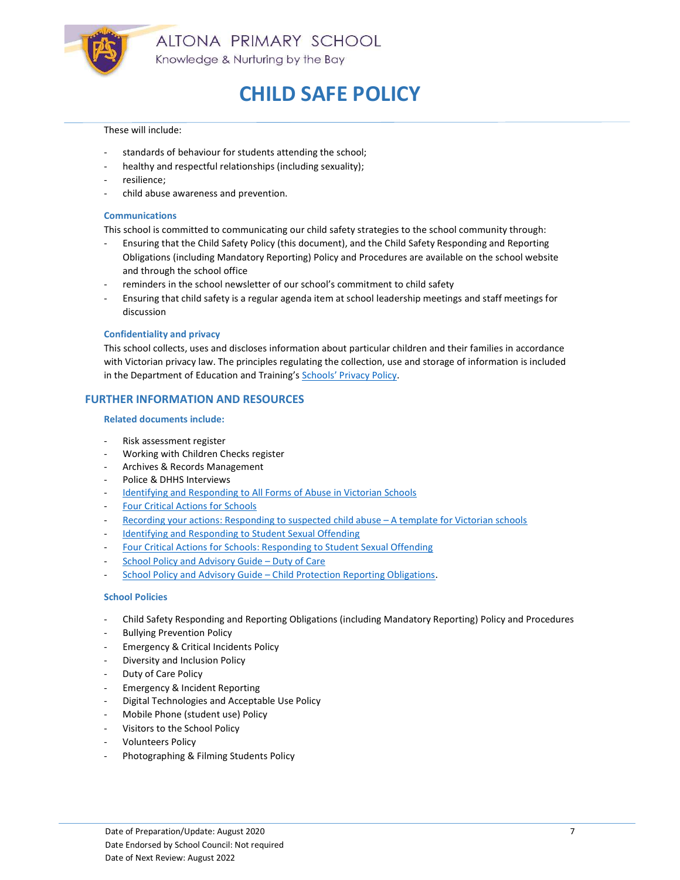These will include:

- standards of behaviour for students attending the school;
- healthy and respectful relationships (including sexuality);
- resilience;
- child abuse awareness and prevention.

### Communications

This school is committed to communicating our child safety strategies to the school community through:

- Ensuring that the Child Safety Policy (this document), and the Child Safety Responding and Reporting Obligations (including Mandatory Reporting) Policy and Procedures are available on the school website and through the school office
- reminders in the school newsletter of our school's commitment to child safety
- Ensuring that child safety is a regular agenda item at school leadership meetings and staff meetings for discussion

### Confidentiality and privacy

This school collects, uses and discloses information about particular children and their families in accordance with Victorian privacy law. The principles regulating the collection, use and storage of information is included in the Department of Education and Training's Schools' Privacy Policy.

## FURTHER INFORMATION AND RESOURCES

### Related documents include:

- Risk assessment register
- Working with Children Checks register
- Archives & Records Management
- Police & DHHS Interviews
- Identifying and Responding to All Forms of Abuse in Victorian Schools
- Four Critical Actions for Schools
- Recording your actions: Responding to suspected child abuse – A template for Victorian schools
- Identifying and Responding to Student Sexual Offending
- Four Critical Actions for Schools: Responding to Student Sexual Offending
- School Policy and Advisory Guide – Duty of Care
- School Policy and Advisory Guide – Child Protection Reporting Obligations.

### School Policies

- Child Safety Responding and Reporting Obligations (including Mandatory Reporting) Policy and Procedures
- Bullying Prevention Policy
- Emergency & Critical Incidents Policy
- Diversity and Inclusion Policy
- Duty of Care Policy
- Emergency & Incident Reporting
- Digital Technologies and Acceptable Use Policy
- Mobile Phone (student use) Policy
- Visitors to the School Policy
- Volunteers Policy
- Photographing & Filming Students Policy

Date of Preparation/Update: August 2020
Date Endorsed by School Council: Not required
Date of Next Review: August 2022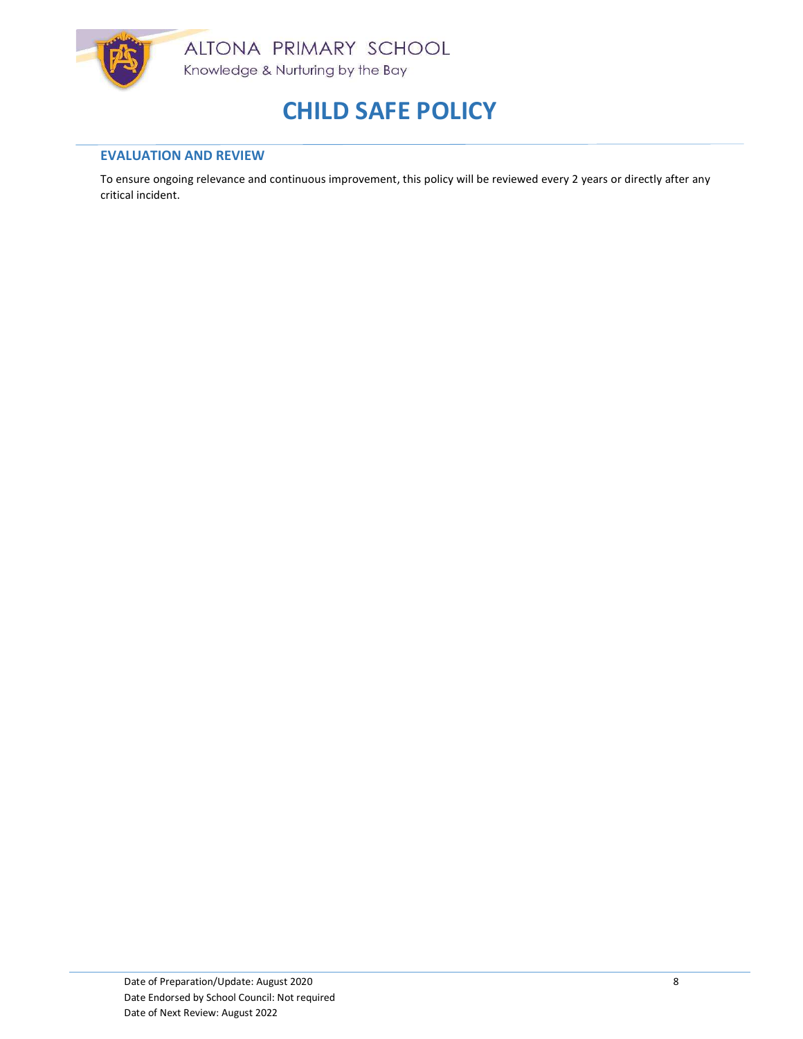## EVALUATION AND REVIEW

To ensure ongoing relevance and continuous improvement, this policy will be reviewed every 2 years or directly after any critical incident.